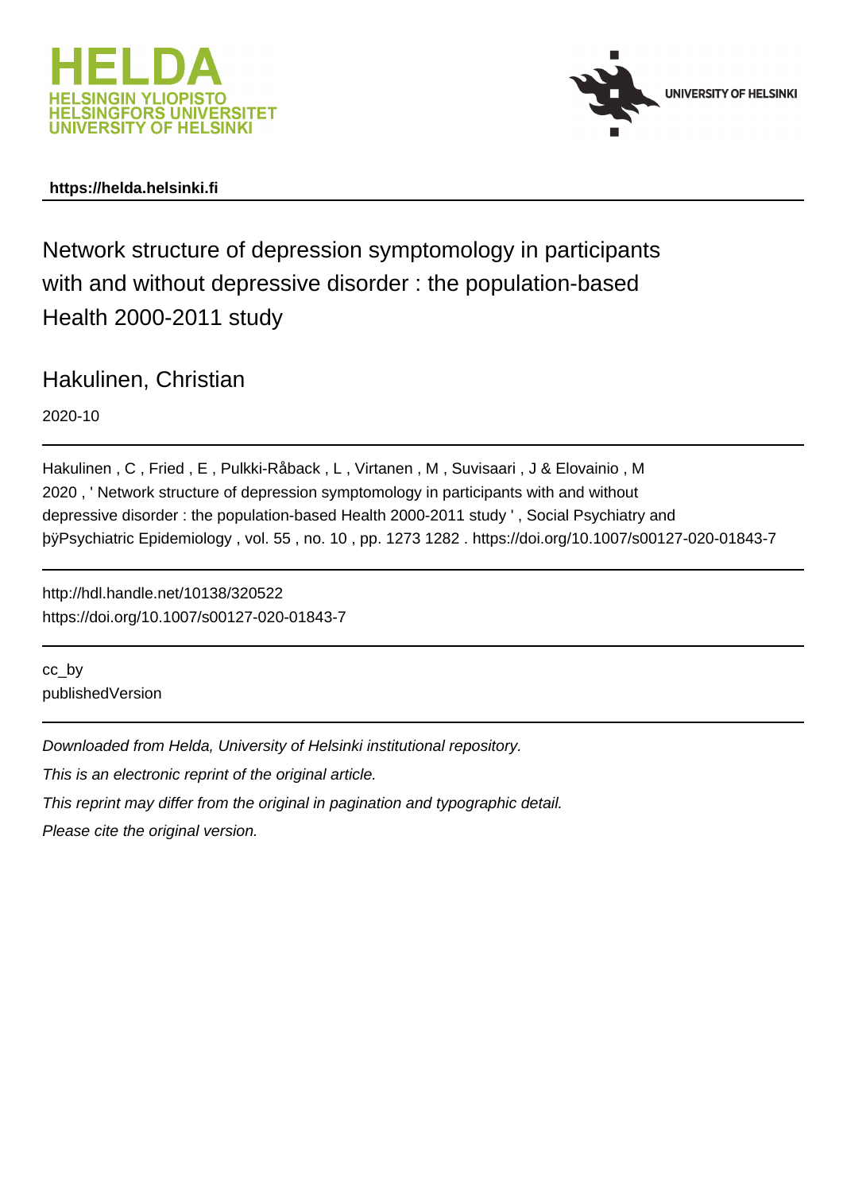HELDA
HELSINGIN YLIOPISTO
HELSINGFORS UNIVERSITET
UNIVERSITY OF HELSINKI

UNIVERSITY OF HELSINKI

**https://helda.helsinki.fi**

# Network structure of depression symptomology in participants with and without depressive disorder : the population-based Health 2000-2011 study

Hakulinen, Christian

2020-10

Hakulinen , C , Fried , E , Pulkki-Råback , L , Virtanen , M , Suvisaari , J & Elovainio , M 2020 , ' Network structure of depression symptomology in participants with and without depressive disorder : the population-based Health 2000-2011 study ' , Social Psychiatry and þÿPsychiatric Epidemiology , vol. 55 , no. 10 , pp. 1273 1282 . https://doi.org/10.1007/s00127-020-01843-7

http://hdl.handle.net/10138/320522
https://doi.org/10.1007/s00127-020-01843-7

cc_by
publishedVersion

*Downloaded from Helda, University of Helsinki institutional repository.*

*This is an electronic reprint of the original article.*

*This reprint may differ from the original in pagination and typographic detail.*

*Please cite the original version.*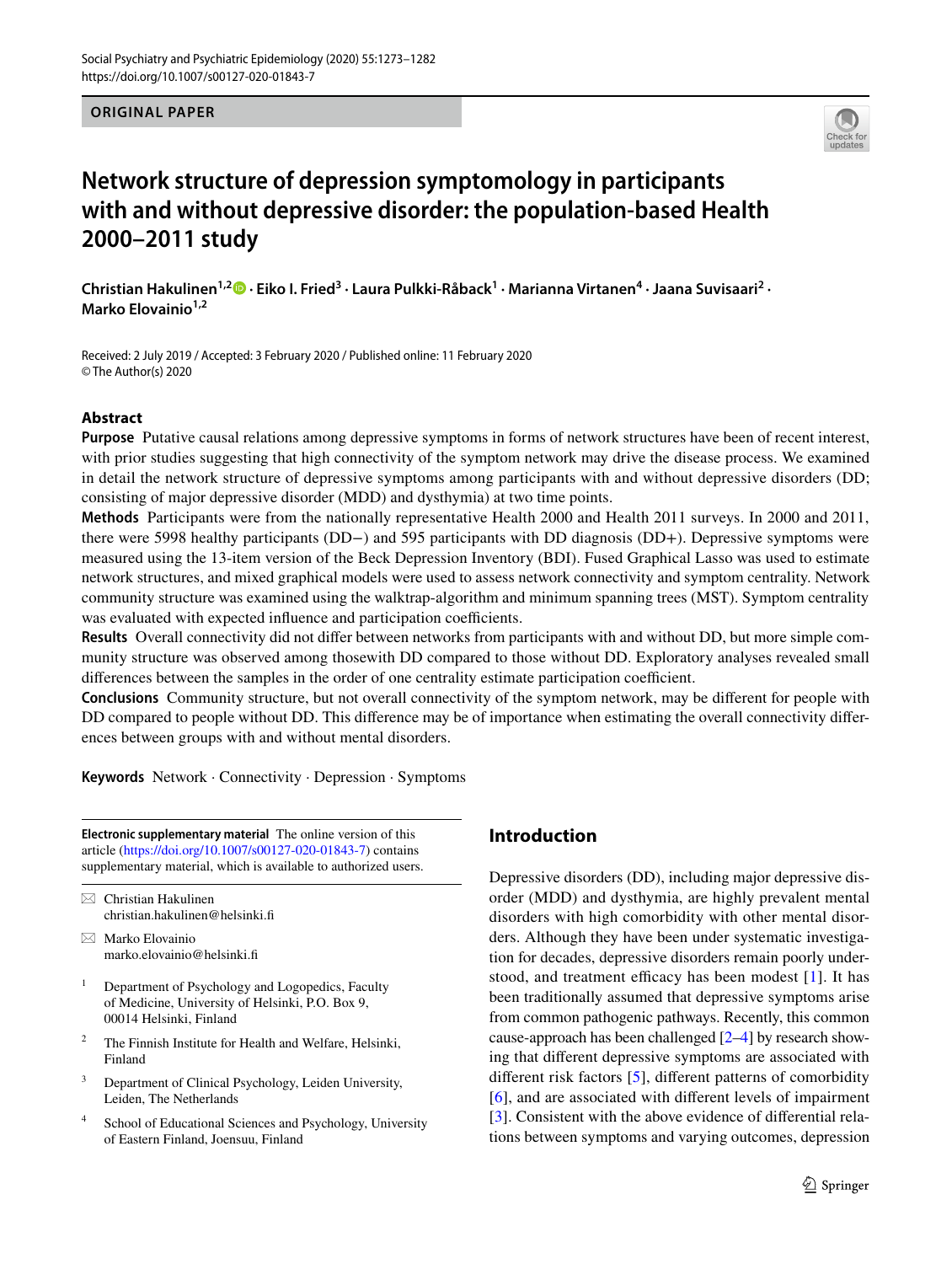# Network structure of depression symptomology in participants with and without depressive disorder: the population-based Health 2000–2011 study

**Christian Hakulinen[1,2] · Eiko I. Fried[3] · Laura Pulkki-Råback[1] · Marianna Virtanen[4] · Jaana Suvisaari[2] · Marko Elovainio[1,2]**

Received: 2 July 2019 / Accepted: 3 February 2020 / Published online: 11 February 2020
© The Author(s) 2020

## Abstract

**Purpose** Putative causal relations among depressive symptoms in forms of network structures have been of recent interest, with prior studies suggesting that high connectivity of the symptom network may drive the disease process. We examined in detail the network structure of depressive symptoms among participants with and without depressive disorders (DD; consisting of major depressive disorder (MDD) and dysthymia) at two time points.

**Methods** Participants were from the nationally representative Health 2000 and Health 2011 surveys. In 2000 and 2011, there were 5998 healthy participants (DD−) and 595 participants with DD diagnosis (DD+). Depressive symptoms were measured using the 13-item version of the Beck Depression Inventory (BDI). Fused Graphical Lasso was used to estimate network structures, and mixed graphical models were used to assess network connectivity and symptom centrality. Network community structure was examined using the walktrap-algorithm and minimum spanning trees (MST). Symptom centrality was evaluated with expected influence and participation coefficients.

**Results** Overall connectivity did not differ between networks from participants with and without DD, but more simple community structure was observed among thosewith DD compared to those without DD. Exploratory analyses revealed small differences between the samples in the order of one centrality estimate participation coefficient.

**Conclusions** Community structure, but not overall connectivity of the symptom network, may be different for people with DD compared to people without DD. This difference may be of importance when estimating the overall connectivity differences between groups with and without mental disorders.

**Keywords** Network · Connectivity · Depression · Symptoms

**Electronic supplementary material** The online version of this article (https://doi.org/10.1007/s00127-020-01843-7) contains supplementary material, which is available to authorized users.

✉ Christian Hakulinen
christian.hakulinen@helsinki.fi

✉ Marko Elovainio
marko.elovainio@helsinki.fi

[1] Department of Psychology and Logopedics, Faculty of Medicine, University of Helsinki, P.O. Box 9, 00014 Helsinki, Finland

[2] The Finnish Institute for Health and Welfare, Helsinki, Finland

[3] Department of Clinical Psychology, Leiden University, Leiden, The Netherlands

[4] School of Educational Sciences and Psychology, University of Eastern Finland, Joensuu, Finland

## Introduction

Depressive disorders (DD), including major depressive disorder (MDD) and dysthymia, are highly prevalent mental disorders with high comorbidity with other mental disorders. Although they have been under systematic investigation for decades, depressive disorders remain poorly understood, and treatment efficacy has been modest [1]. It has been traditionally assumed that depressive symptoms arise from common pathogenic pathways. Recently, this common cause-approach has been challenged [2–4] by research showing that different depressive symptoms are associated with different risk factors [5], different patterns of comorbidity [6], and are associated with different levels of impairment [3]. Consistent with the above evidence of differential relations between symptoms and varying outcomes, depression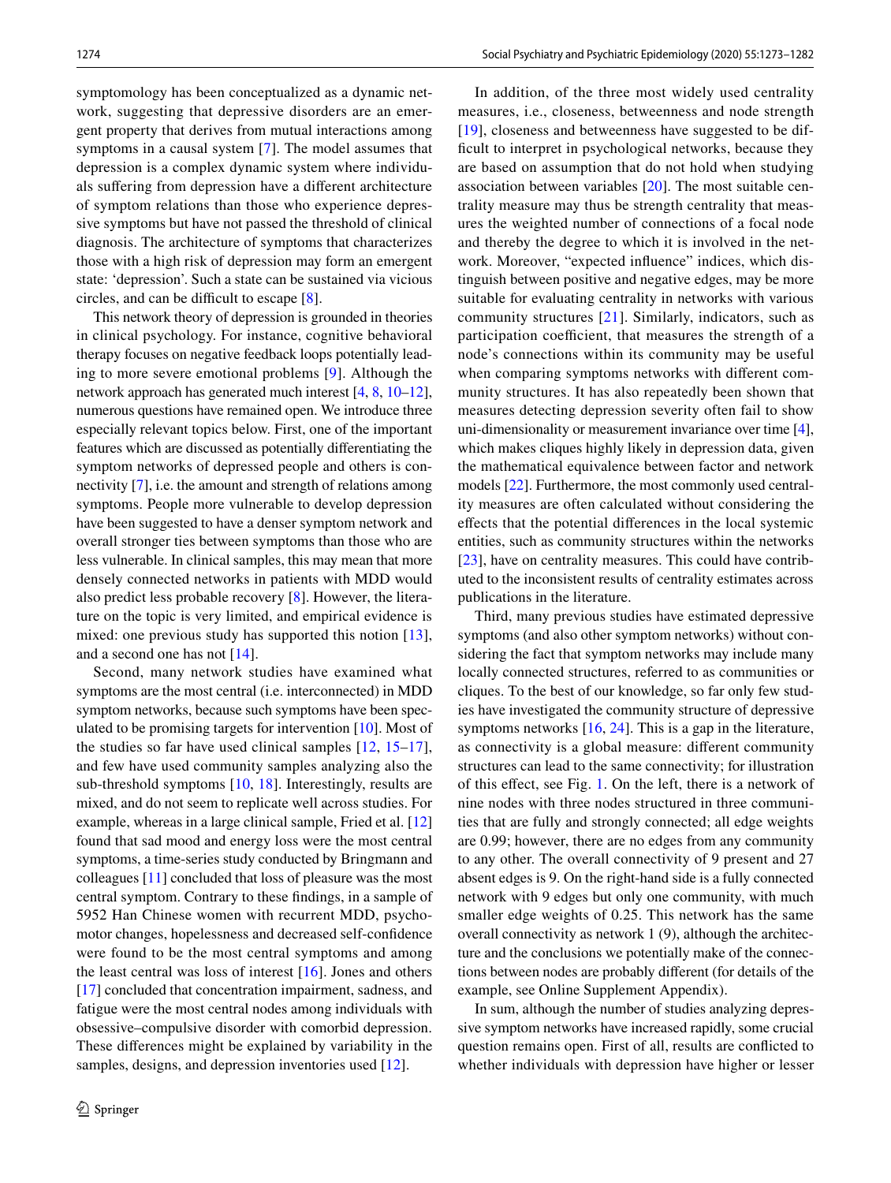symptomology has been conceptualized as a dynamic network, suggesting that depressive disorders are an emergent property that derives from mutual interactions among symptoms in a causal system [7]. The model assumes that depression is a complex dynamic system where individuals suffering from depression have a different architecture of symptom relations than those who experience depressive symptoms but have not passed the threshold of clinical diagnosis. The architecture of symptoms that characterizes those with a high risk of depression may form an emergent state: 'depression'. Such a state can be sustained via vicious circles, and can be difficult to escape [8].

This network theory of depression is grounded in theories in clinical psychology. For instance, cognitive behavioral therapy focuses on negative feedback loops potentially leading to more severe emotional problems [9]. Although the network approach has generated much interest [4, 8, 10–12], numerous questions have remained open. We introduce three especially relevant topics below. First, one of the important features which are discussed as potentially differentiating the symptom networks of depressed people and others is connectivity [7], i.e. the amount and strength of relations among symptoms. People more vulnerable to develop depression have been suggested to have a denser symptom network and overall stronger ties between symptoms than those who are less vulnerable. In clinical samples, this may mean that more densely connected networks in patients with MDD would also predict less probable recovery [8]. However, the literature on the topic is very limited, and empirical evidence is mixed: one previous study has supported this notion [13], and a second one has not [14].

Second, many network studies have examined what symptoms are the most central (i.e. interconnected) in MDD symptom networks, because such symptoms have been speculated to be promising targets for intervention [10]. Most of the studies so far have used clinical samples [12, 15–17], and few have used community samples analyzing also the sub-threshold symptoms [10, 18]. Interestingly, results are mixed, and do not seem to replicate well across studies. For example, whereas in a large clinical sample, Fried et al. [12] found that sad mood and energy loss were the most central symptoms, a time-series study conducted by Bringmann and colleagues [11] concluded that loss of pleasure was the most central symptom. Contrary to these findings, in a sample of 5952 Han Chinese women with recurrent MDD, psychomotor changes, hopelessness and decreased self-confidence were found to be the most central symptoms and among the least central was loss of interest [16]. Jones and others [17] concluded that concentration impairment, sadness, and fatigue were the most central nodes among individuals with obsessive–compulsive disorder with comorbid depression. These differences might be explained by variability in the samples, designs, and depression inventories used [12].

In addition, of the three most widely used centrality measures, i.e., closeness, betweenness and node strength [19], closeness and betweenness have suggested to be difficult to interpret in psychological networks, because they are based on assumption that do not hold when studying association between variables [20]. The most suitable centrality measure may thus be strength centrality that measures the weighted number of connections of a focal node and thereby the degree to which it is involved in the network. Moreover, "expected influence" indices, which distinguish between positive and negative edges, may be more suitable for evaluating centrality in networks with various community structures [21]. Similarly, indicators, such as participation coefficient, that measures the strength of a node's connections within its community may be useful when comparing symptoms networks with different community structures. It has also repeatedly been shown that measures detecting depression severity often fail to show uni-dimensionality or measurement invariance over time [4], which makes cliques highly likely in depression data, given the mathematical equivalence between factor and network models [22]. Furthermore, the most commonly used centrality measures are often calculated without considering the effects that the potential differences in the local systemic entities, such as community structures within the networks [23], have on centrality measures. This could have contributed to the inconsistent results of centrality estimates across publications in the literature.

Third, many previous studies have estimated depressive symptoms (and also other symptom networks) without considering the fact that symptom networks may include many locally connected structures, referred to as communities or cliques. To the best of our knowledge, so far only few studies have investigated the community structure of depressive symptoms networks [16, 24]. This is a gap in the literature, as connectivity is a global measure: different community structures can lead to the same connectivity; for illustration of this effect, see Fig. 1. On the left, there is a network of nine nodes with three nodes structured in three communities that are fully and strongly connected; all edge weights are 0.99; however, there are no edges from any community to any other. The overall connectivity of 9 present and 27 absent edges is 9. On the right-hand side is a fully connected network with 9 edges but only one community, with much smaller edge weights of 0.25. This network has the same overall connectivity as network 1 (9), although the architecture and the conclusions we potentially make of the connections between nodes are probably different (for details of the example, see Online Supplement Appendix).

In sum, although the number of studies analyzing depressive symptom networks have increased rapidly, some crucial question remains open. First of all, results are conflicted to whether individuals with depression have higher or lesser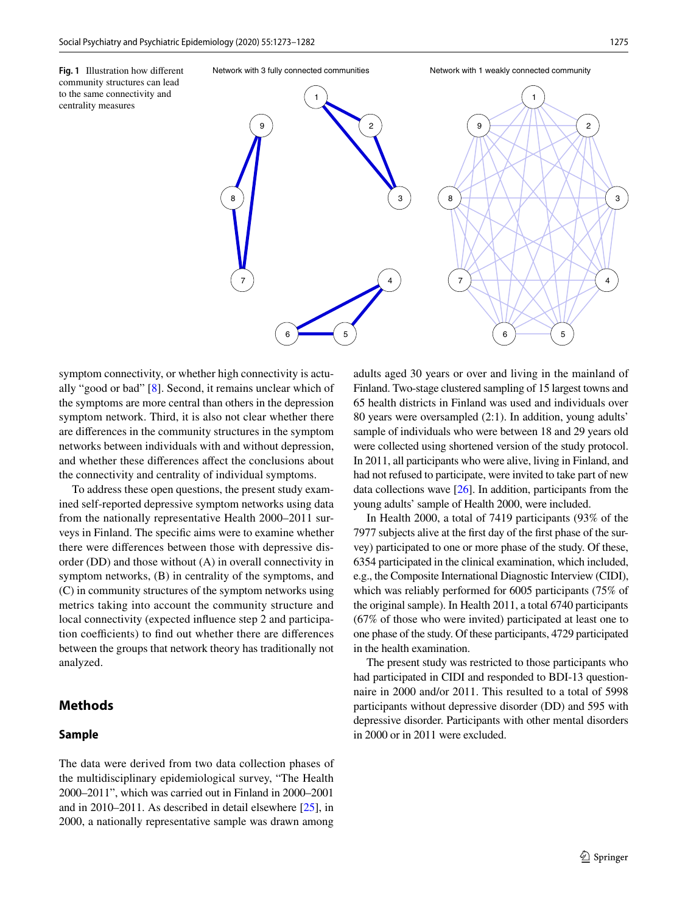**Fig. 1** Illustration how different community structures can lead to the same connectivity and centrality measures

symptom connectivity, or whether high connectivity is actually "good or bad" [8]. Second, it remains unclear which of the symptoms are more central than others in the depression symptom network. Third, it is also not clear whether there are differences in the community structures in the symptom networks between individuals with and without depression, and whether these differences affect the conclusions about the connectivity and centrality of individual symptoms.

To address these open questions, the present study examined self-reported depressive symptom networks using data from the nationally representative Health 2000–2011 surveys in Finland. The specific aims were to examine whether there were differences between those with depressive disorder (DD) and those without (A) in overall connectivity in symptom networks, (B) in centrality of the symptoms, and (C) in community structures of the symptom networks using metrics taking into account the community structure and local connectivity (expected influence step 2 and participation coefficients) to find out whether there are differences between the groups that network theory has traditionally not analyzed.

## Methods

### Sample

The data were derived from two data collection phases of the multidisciplinary epidemiological survey, "The Health 2000–2011", which was carried out in Finland in 2000–2001 and in 2010–2011. As described in detail elsewhere [25], in 2000, a nationally representative sample was drawn among adults aged 30 years or over and living in the mainland of Finland. Two-stage clustered sampling of 15 largest towns and 65 health districts in Finland was used and individuals over 80 years were oversampled (2:1). In addition, young adults' sample of individuals who were between 18 and 29 years old were collected using shortened version of the study protocol. In 2011, all participants who were alive, living in Finland, and had not refused to participate, were invited to take part of new data collections wave [26]. In addition, participants from the young adults' sample of Health 2000, were included.

In Health 2000, a total of 7419 participants (93% of the 7977 subjects alive at the first day of the first phase of the survey) participated to one or more phase of the study. Of these, 6354 participated in the clinical examination, which included, e.g., the Composite International Diagnostic Interview (CIDI), which was reliably performed for 6005 participants (75% of the original sample). In Health 2011, a total 6740 participants (67% of those who were invited) participated at least one to one phase of the study. Of these participants, 4729 participated in the health examination.

The present study was restricted to those participants who had participated in CIDI and responded to BDI-13 questionnaire in 2000 and/or 2011. This resulted to a total of 5998 participants without depressive disorder (DD) and 595 with depressive disorder. Participants with other mental disorders in 2000 or in 2011 were excluded.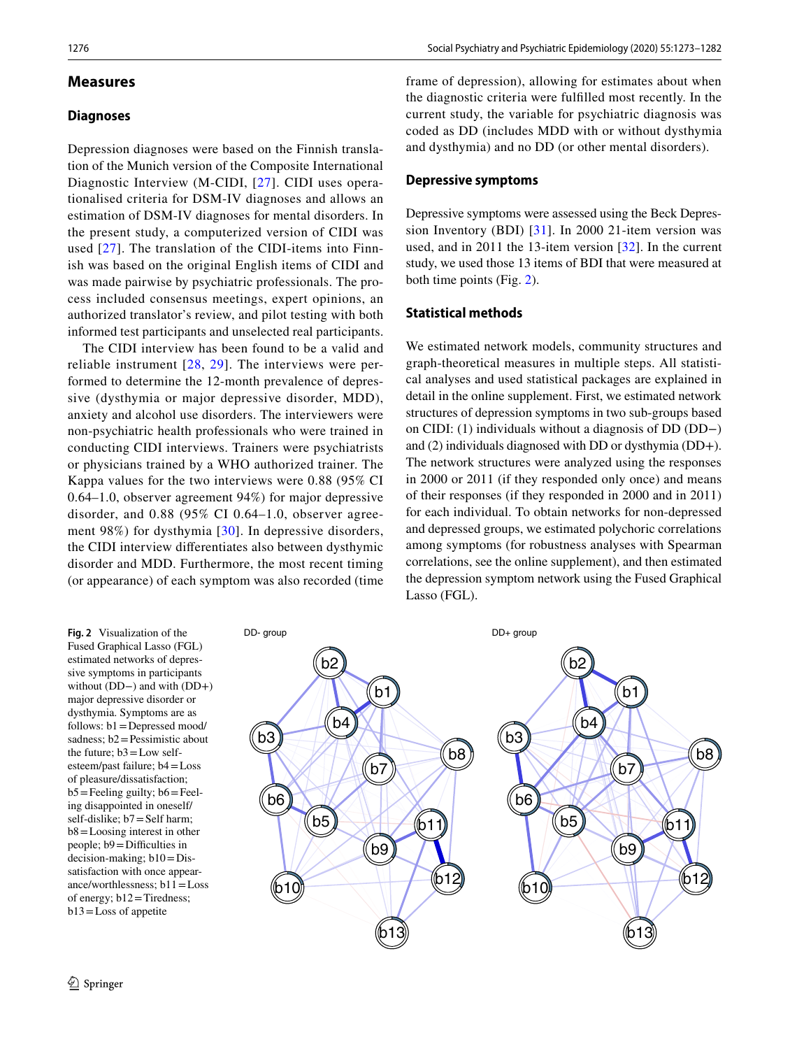## Measures

### Diagnoses

Depression diagnoses were based on the Finnish translation of the Munich version of the Composite International Diagnostic Interview (M-CIDI, [27]. CIDI uses operationalised criteria for DSM-IV diagnoses and allows an estimation of DSM-IV diagnoses for mental disorders. In the present study, a computerized version of CIDI was used [27]. The translation of the CIDI-items into Finnish was based on the original English items of CIDI and was made pairwise by psychiatric professionals. The process included consensus meetings, expert opinions, an authorized translator's review, and pilot testing with both informed test participants and unselected real participants.

The CIDI interview has been found to be a valid and reliable instrument [28, 29]. The interviews were performed to determine the 12-month prevalence of depressive (dysthymia or major depressive disorder, MDD), anxiety and alcohol use disorders. The interviewers were non-psychiatric health professionals who were trained in conducting CIDI interviews. Trainers were psychiatrists or physicians trained by a WHO authorized trainer. The Kappa values for the two interviews were 0.88 (95% CI 0.64–1.0, observer agreement 94%) for major depressive disorder, and 0.88 (95% CI 0.64–1.0, observer agreement 98%) for dysthymia [30]. In depressive disorders, the CIDI interview differentiates also between dysthymic disorder and MDD. Furthermore, the most recent timing (or appearance) of each symptom was also recorded (time frame of depression), allowing for estimates about when the diagnostic criteria were fulfilled most recently. In the current study, the variable for psychiatric diagnosis was coded as DD (includes MDD with or without dysthymia and dysthymia) and no DD (or other mental disorders).

### Depressive symptoms

Depressive symptoms were assessed using the Beck Depression Inventory (BDI) [31]. In 2000 21-item version was used, and in 2011 the 13-item version [32]. In the current study, we used those 13 items of BDI that were measured at both time points (Fig. 2).

### Statistical methods

We estimated network models, community structures and graph-theoretical measures in multiple steps. All statistical analyses and used statistical packages are explained in detail in the online supplement. First, we estimated network structures of depression symptoms in two sub-groups based on CIDI: (1) individuals without a diagnosis of DD (DD−) and (2) individuals diagnosed with DD or dysthymia (DD+). The network structures were analyzed using the responses in 2000 or 2011 (if they responded only once) and means of their responses (if they responded in 2000 and in 2011) for each individual. To obtain networks for non-depressed and depressed groups, we estimated polychoric correlations among symptoms (for robustness analyses with Spearman correlations, see the online supplement), and then estimated the depression symptom network using the Fused Graphical Lasso (FGL).

**Fig. 2** Visualization of the Fused Graphical Lasso (FGL) estimated networks of depressive symptoms in participants without (DD−) and with (DD+) major depressive disorder or dysthymia. Symptoms are as follows: b1 = Depressed mood/sadness; b2 = Pessimistic about the future; b3 = Low self-esteem/past failure; b4 = Loss of pleasure/dissatisfaction; b5 = Feeling guilty; b6 = Feeling disappointed in oneself/self-dislike; b7 = Self harm; b8 = Loosing interest in other people; b9 = Difficulties in decision-making; b10 = Dissatisfaction with once appearance/worthlessness; b11 = Loss of energy; b12 = Tiredness; b13 = Loss of appetite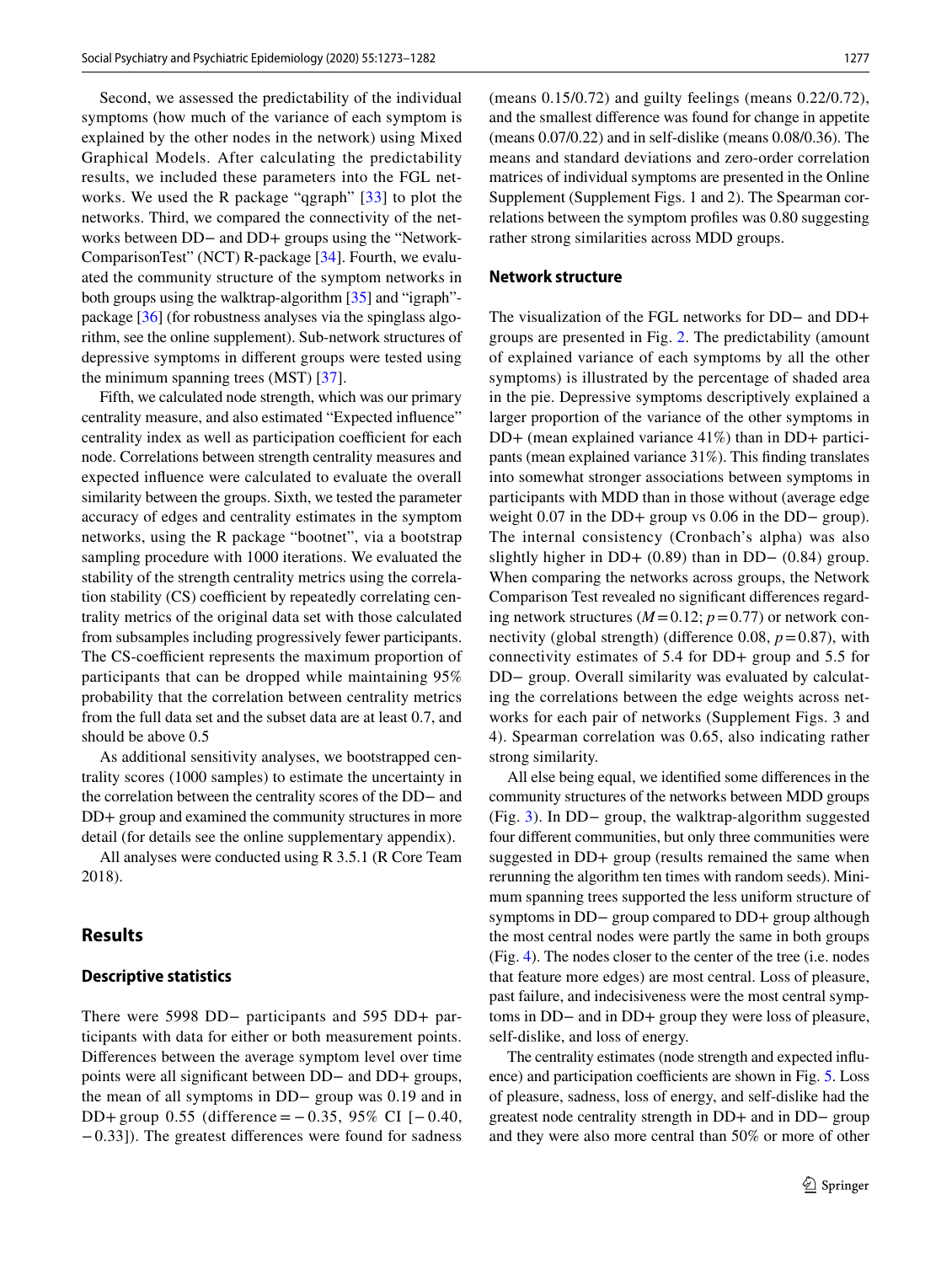Second, we assessed the predictability of the individual symptoms (how much of the variance of each symptom is explained by the other nodes in the network) using Mixed Graphical Models. After calculating the predictability results, we included these parameters into the FGL networks. We used the R package "qgraph" [33] to plot the networks. Third, we compared the connectivity of the networks between DD− and DD+ groups using the "Network-ComparisonTest" (NCT) R-package [34]. Fourth, we evaluated the community structure of the symptom networks in both groups using the walktrap-algorithm [35] and "igraph"-package [36] (for robustness analyses via the spinglass algorithm, see the online supplement). Sub-network structures of depressive symptoms in different groups were tested using the minimum spanning trees (MST) [37].

Fifth, we calculated node strength, which was our primary centrality measure, and also estimated "Expected influence" centrality index as well as participation coefficient for each node. Correlations between strength centrality measures and expected influence were calculated to evaluate the overall similarity between the groups. Sixth, we tested the parameter accuracy of edges and centrality estimates in the symptom networks, using the R package "bootnet", via a bootstrap sampling procedure with 1000 iterations. We evaluated the stability of the strength centrality metrics using the correlation stability (CS) coefficient by repeatedly correlating centrality metrics of the original data set with those calculated from subsamples including progressively fewer participants. The CS-coefficient represents the maximum proportion of participants that can be dropped while maintaining 95% probability that the correlation between centrality metrics from the full data set and the subset data are at least 0.7, and should be above 0.5

As additional sensitivity analyses, we bootstrapped centrality scores (1000 samples) to estimate the uncertainty in the correlation between the centrality scores of the DD− and DD+ group and examined the community structures in more detail (for details see the online supplementary appendix).

All analyses were conducted using R 3.5.1 (R Core Team 2018).

## Results

### Descriptive statistics

There were 5998 DD− participants and 595 DD+ participants with data for either or both measurement points. Differences between the average symptom level over time points were all significant between DD− and DD+ groups, the mean of all symptoms in DD− group was 0.19 and in DD+ group 0.55 (difference = −0.35, 95% CI [−0.40, −0.33]). The greatest differences were found for sadness (means 0.15/0.72) and guilty feelings (means 0.22/0.72), and the smallest difference was found for change in appetite (means 0.07/0.22) and in self-dislike (means 0.08/0.36). The means and standard deviations and zero-order correlation matrices of individual symptoms are presented in the Online Supplement (Supplement Figs. 1 and 2). The Spearman correlations between the symptom profiles was 0.80 suggesting rather strong similarities across MDD groups.

### Network structure

The visualization of the FGL networks for DD− and DD+ groups are presented in Fig. 2. The predictability (amount of explained variance of each symptoms by all the other symptoms) is illustrated by the percentage of shaded area in the pie. Depressive symptoms descriptively explained a larger proportion of the variance of the other symptoms in DD+ (mean explained variance 41%) than in DD+ participants (mean explained variance 31%). This finding translates into somewhat stronger associations between symptoms in participants with MDD than in those without (average edge weight 0.07 in the DD+ group vs 0.06 in the DD− group). The internal consistency (Cronbach's alpha) was also slightly higher in DD+ (0.89) than in DD− (0.84) group. When comparing the networks across groups, the Network Comparison Test revealed no significant differences regarding network structures ($M = 0.12$; $p = 0.77$) or network connectivity (global strength) (difference 0.08, $p = 0.87$), with connectivity estimates of 5.4 for DD+ group and 5.5 for DD− group. Overall similarity was evaluated by calculating the correlations between the edge weights across networks for each pair of networks (Supplement Figs. 3 and 4). Spearman correlation was 0.65, also indicating rather strong similarity.

All else being equal, we identified some differences in the community structures of the networks between MDD groups (Fig. 3). In DD− group, the walktrap-algorithm suggested four different communities, but only three communities were suggested in DD+ group (results remained the same when rerunning the algorithm ten times with random seeds). Minimum spanning trees supported the less uniform structure of symptoms in DD− group compared to DD+ group although the most central nodes were partly the same in both groups (Fig. 4). The nodes closer to the center of the tree (i.e. nodes that feature more edges) are most central. Loss of pleasure, past failure, and indecisiveness were the most central symptoms in DD− and in DD+ group they were loss of pleasure, self-dislike, and loss of energy.

The centrality estimates (node strength and expected influence) and participation coefficients are shown in Fig. 5. Loss of pleasure, sadness, loss of energy, and self-dislike had the greatest node centrality strength in DD+ and in DD− group and they were also more central than 50% or more of other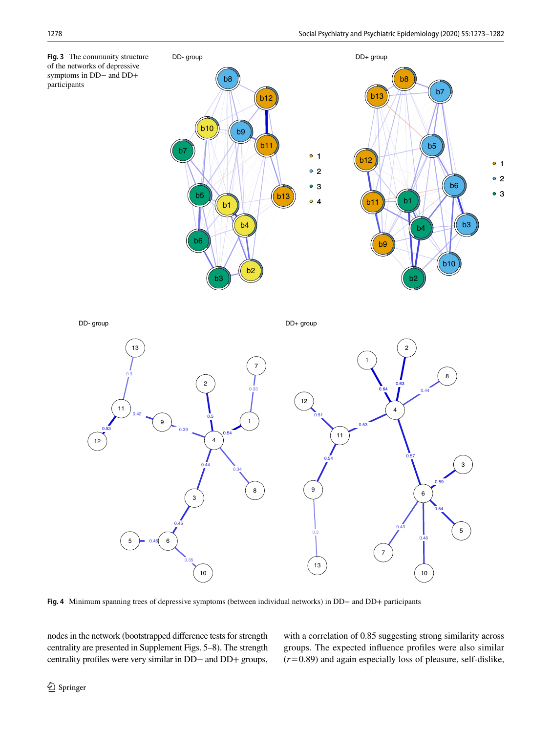**Fig. 3** The community structure of the networks of depressive symptoms in DD− and DD+ participants

**Fig. 4** Minimum spanning trees of depressive symptoms (between individual networks) in DD− and DD+ participants

nodes in the network (bootstrapped difference tests for strength centrality are presented in Supplement Figs. 5–8). The strength centrality profiles were very similar in DD− and DD+ groups, with a correlation of 0.85 suggesting strong similarity across groups. The expected influence profiles were also similar ($r = 0.89$) and again especially loss of pleasure, self-dislike,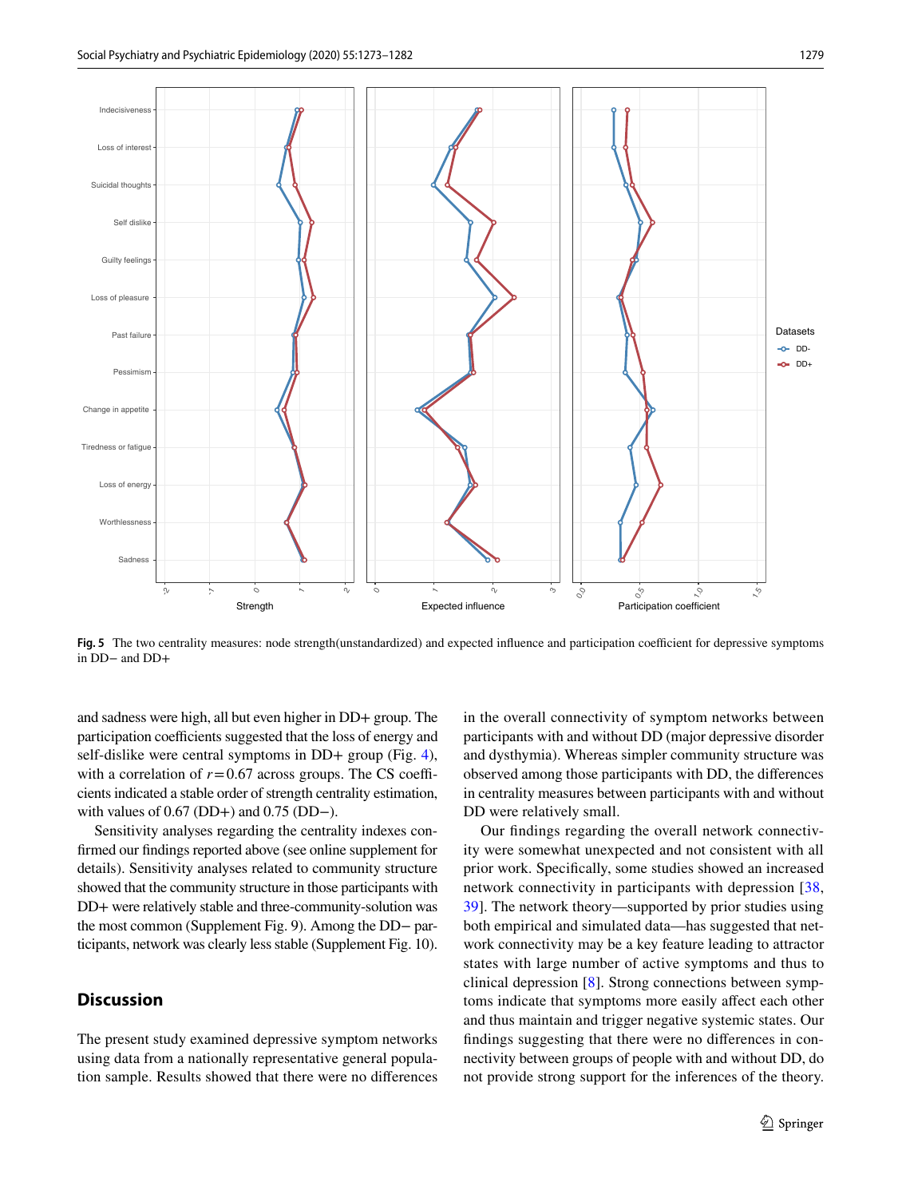**Fig. 5** The two centrality measures: node strength(unstandardized) and expected influence and participation coefficient for depressive symptoms in DD− and DD+

and sadness were high, all but even higher in DD+ group. The participation coefficients suggested that the loss of energy and self-dislike were central symptoms in DD+ group (Fig. 4), with a correlation of $r = 0.67$ across groups. The CS coefficients indicated a stable order of strength centrality estimation, with values of 0.67 (DD+) and 0.75 (DD−).

Sensitivity analyses regarding the centrality indexes confirmed our findings reported above (see online supplement for details). Sensitivity analyses related to community structure showed that the community structure in those participants with DD+ were relatively stable and three-community-solution was the most common (Supplement Fig. 9). Among the DD− participants, network was clearly less stable (Supplement Fig. 10).

## Discussion

The present study examined depressive symptom networks using data from a nationally representative general population sample. Results showed that there were no differences in the overall connectivity of symptom networks between participants with and without DD (major depressive disorder and dysthymia). Whereas simpler community structure was observed among those participants with DD, the differences in centrality measures between participants with and without DD were relatively small.

Our findings regarding the overall network connectivity were somewhat unexpected and not consistent with all prior work. Specifically, some studies showed an increased network connectivity in participants with depression [38, 39]. The network theory—supported by prior studies using both empirical and simulated data—has suggested that network connectivity may be a key feature leading to attractor states with large number of active symptoms and thus to clinical depression [8]. Strong connections between symptoms indicate that symptoms more easily affect each other and thus maintain and trigger negative systemic states. Our findings suggesting that there were no differences in connectivity between groups of people with and without DD, do not provide strong support for the inferences of the theory.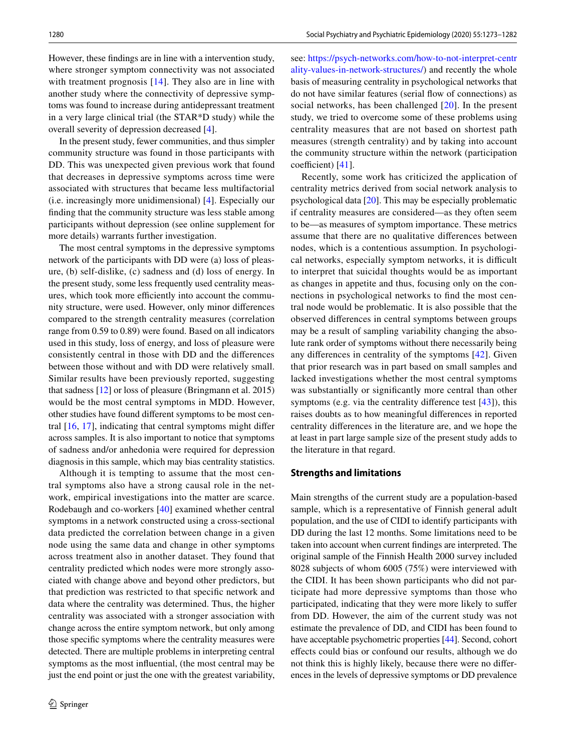However, these findings are in line with a intervention study, where stronger symptom connectivity was not associated with treatment prognosis [14]. They also are in line with another study where the connectivity of depressive symptoms was found to increase during antidepressant treatment in a very large clinical trial (the STAR*D study) while the overall severity of depression decreased [4].

In the present study, fewer communities, and thus simpler community structure was found in those participants with DD. This was unexpected given previous work that found that decreases in depressive symptoms across time were associated with structures that became less multifactorial (i.e. increasingly more unidimensional) [4]. Especially our finding that the community structure was less stable among participants without depression (see online supplement for more details) warrants further investigation.

The most central symptoms in the depressive symptoms network of the participants with DD were (a) loss of pleasure, (b) self-dislike, (c) sadness and (d) loss of energy. In the present study, some less frequently used centrality measures, which took more efficiently into account the community structure, were used. However, only minor differences compared to the strength centrality measures (correlation range from 0.59 to 0.89) were found. Based on all indicators used in this study, loss of energy, and loss of pleasure were consistently central in those with DD and the differences between those without and with DD were relatively small. Similar results have been previously reported, suggesting that sadness [12] or loss of pleasure (Bringmann et al. 2015) would be the most central symptoms in MDD. However, other studies have found different symptoms to be most central [16, 17], indicating that central symptoms might differ across samples. It is also important to notice that symptoms of sadness and/or anhedonia were required for depression diagnosis in this sample, which may bias centrality statistics.

Although it is tempting to assume that the most central symptoms also have a strong causal role in the network, empirical investigations into the matter are scarce. Rodebaugh and co-workers [40] examined whether central symptoms in a network constructed using a cross-sectional data predicted the correlation between change in a given node using the same data and change in other symptoms across treatment also in another dataset. They found that centrality predicted which nodes were more strongly associated with change above and beyond other predictors, but that prediction was restricted to that specific network and data where the centrality was determined. Thus, the higher centrality was associated with a stronger association with change across the entire symptom network, but only among those specific symptoms where the centrality measures were detected. There are multiple problems in interpreting central symptoms as the most influential, (the most central may be just the end point or just the one with the greatest variability, see: https://psych-networks.com/how-to-not-interpret-centrality-values-in-network-structures/) and recently the whole basis of measuring centrality in psychological networks that do not have similar features (serial flow of connections) as social networks, has been challenged [20]. In the present study, we tried to overcome some of these problems using centrality measures that are not based on shortest path measures (strength centrality) and by taking into account the community structure within the network (participation coefficient) [41].

Recently, some work has criticized the application of centrality metrics derived from social network analysis to psychological data [20]. This may be especially problematic if centrality measures are considered—as they often seem to be—as measures of symptom importance. These metrics assume that there are no qualitative differences between nodes, which is a contentious assumption. In psychological networks, especially symptom networks, it is difficult to interpret that suicidal thoughts would be as important as changes in appetite and thus, focusing only on the connections in psychological networks to find the most central node would be problematic. It is also possible that the observed differences in central symptoms between groups may be a result of sampling variability changing the absolute rank order of symptoms without there necessarily being any differences in centrality of the symptoms [42]. Given that prior research was in part based on small samples and lacked investigations whether the most central symptoms was substantially or significantly more central than other symptoms (e.g. via the centrality difference test [43]), this raises doubts as to how meaningful differences in reported centrality differences in the literature are, and we hope the at least in part large sample size of the present study adds to the literature in that regard.

## Strengths and limitations

Main strengths of the current study are a population-based sample, which is a representative of Finnish general adult population, and the use of CIDI to identify participants with DD during the last 12 months. Some limitations need to be taken into account when current findings are interpreted. The original sample of the Finnish Health 2000 survey included 8028 subjects of whom 6005 (75%) were interviewed with the CIDI. It has been shown participants who did not participate had more depressive symptoms than those who participated, indicating that they were more likely to suffer from DD. However, the aim of the current study was not estimate the prevalence of DD, and CIDI has been found to have acceptable psychometric properties [44]. Second, cohort effects could bias or confound our results, although we do not think this is highly likely, because there were no differences in the levels of depressive symptoms or DD prevalence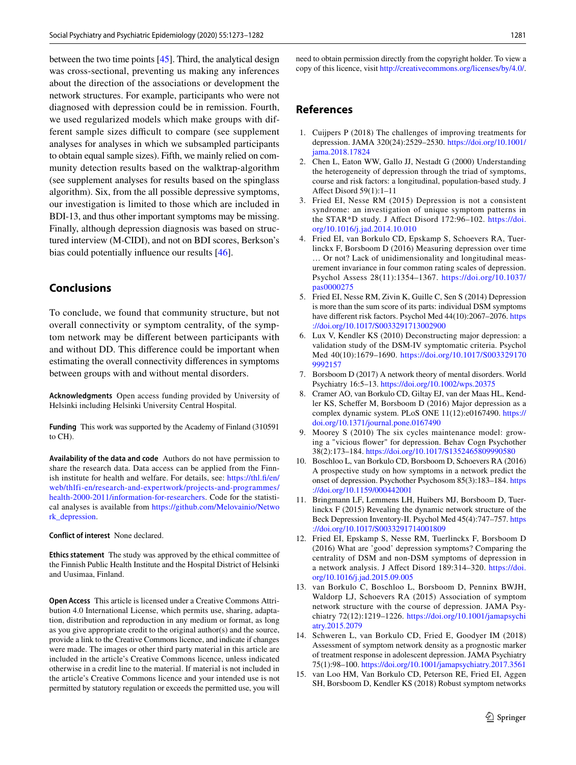between the two time points [45]. Third, the analytical design was cross-sectional, preventing us making any inferences about the direction of the associations or development the network structures. For example, participants who were not diagnosed with depression could be in remission. Fourth, we used regularized models which make groups with different sample sizes difficult to compare (see supplement analyses for analyses in which we subsampled participants to obtain equal sample sizes). Fifth, we mainly relied on community detection results based on the walktrap-algorithm (see supplement analyses for results based on the spinglass algorithm). Six, from the all possible depressive symptoms, our investigation is limited to those which are included in BDI-13, and thus other important symptoms may be missing. Finally, although depression diagnosis was based on structured interview (M-CIDI), and not on BDI scores, Berkson's bias could potentially influence our results [46].

## Conclusions

To conclude, we found that community structure, but not overall connectivity or symptom centrality, of the symptom network may be different between participants with and without DD. This difference could be important when estimating the overall connectivity differences in symptoms between groups with and without mental disorders.

**Acknowledgments** Open access funding provided by University of Helsinki including Helsinki University Central Hospital.

**Funding** This work was supported by the Academy of Finland (310591 to CH).

**Availability of the data and code** Authors do not have permission to share the research data. Data access can be applied from the Finnish institute for health and welfare. For details, see: https://thl.fi/en/web/thlfi-en/research-and-expertwork/projects-and-programmes/health-2000-2011/information-for-researchers. Code for the statistical analyses is available from https://github.com/Melovainio/Network_depression.

**Conflict of interest** None declared.

**Ethics statement** The study was approved by the ethical committee of the Finnish Public Health Institute and the Hospital District of Helsinki and Uusimaa, Finland.

**Open Access** This article is licensed under a Creative Commons Attribution 4.0 International License, which permits use, sharing, adaptation, distribution and reproduction in any medium or format, as long as you give appropriate credit to the original author(s) and the source, provide a link to the Creative Commons licence, and indicate if changes were made. The images or other third party material in this article are included in the article's Creative Commons licence, unless indicated otherwise in a credit line to the material. If material is not included in the article's Creative Commons licence and your intended use is not permitted by statutory regulation or exceeds the permitted use, you will need to obtain permission directly from the copyright holder. To view a copy of this licence, visit http://creativecommons.org/licenses/by/4.0/.

## References

1. Cuijpers P (2018) The challenges of improving treatments for depression. JAMA 320(24):2529–2530. https://doi.org/10.1001/jama.2018.17824
2. Chen L, Eaton WW, Gallo JJ, Nestadt G (2000) Understanding the heterogeneity of depression through the triad of symptoms, course and risk factors: a longitudinal, population-based study. J Affect Disord 59(1):1–11
3. Fried EI, Nesse RM (2015) Depression is not a consistent syndrome: an investigation of unique symptom patterns in the STAR*D study. J Affect Disord 172:96–102. https://doi.org/10.1016/j.jad.2014.10.010
4. Fried EI, van Borkulo CD, Epskamp S, Schoevers RA, Tuerlinckx F, Borsboom D (2016) Measuring depression over time … Or not? Lack of unidimensionality and longitudinal measurement invariance in four common rating scales of depression. Psychol Assess 28(11):1354–1367. https://doi.org/10.1037/pas0000275
5. Fried EI, Nesse RM, Zivin K, Guille C, Sen S (2014) Depression is more than the sum score of its parts: individual DSM symptoms have different risk factors. Psychol Med 44(10):2067–2076. https://doi.org/10.1017/S0033291713002900
6. Lux V, Kendler KS (2010) Deconstructing major depression: a validation study of the DSM-IV symptomatic criteria. Psychol Med 40(10):1679–1690. https://doi.org/10.1017/S0033291709992157
7. Borsboom D (2017) A network theory of mental disorders. World Psychiatry 16:5–13. https://doi.org/10.1002/wps.20375
8. Cramer AO, van Borkulo CD, Giltay EJ, van der Maas HL, Kendler KS, Scheffer M, Borsboom D (2016) Major depression as a complex dynamic system. PLoS ONE 11(12):e0167490. https://doi.org/10.1371/journal.pone.0167490
9. Moorey S (2010) The six cycles maintenance model: growing a "vicious flower" for depression. Behav Cogn Psychother 38(2):173–184. https://doi.org/10.1017/S1352465809990580
10. Boschloo L, van Borkulo CD, Borsboom D, Schoevers RA (2016) A prospective study on how symptoms in a network predict the onset of depression. Psychother Psychosom 85(3):183–184. https://doi.org/10.1159/000442001
11. Bringmann LF, Lemmens LH, Huibers MJ, Borsboom D, Tuerlinckx F (2015) Revealing the dynamic network structure of the Beck Depression Inventory-II. Psychol Med 45(4):747–757. https://doi.org/10.1017/S0033291714001809
12. Fried EI, Epskamp S, Nesse RM, Tuerlinckx F, Borsboom D (2016) What are 'good' depression symptoms? Comparing the centrality of DSM and non-DSM symptoms of depression in a network analysis. J Affect Disord 189:314–320. https://doi.org/10.1016/j.jad.2015.09.005
13. van Borkulo C, Boschloo L, Borsboom D, Penninx BWJH, Waldorp LJ, Schoevers RA (2015) Association of symptom network structure with the course of depression. JAMA Psychiatry 72(12):1219–1226. https://doi.org/10.1001/jamapsychiatry.2015.2079
14. Schweren L, van Borkulo CD, Fried E, Goodyer IM (2018) Assessment of symptom network density as a prognostic marker of treatment response in adolescent depression. JAMA Psychiatry 75(1):98–100. https://doi.org/10.1001/jamapsychiatry.2017.3561
15. van Loo HM, Van Borkulo CD, Peterson RE, Fried EI, Aggen SH, Borsboom D, Kendler KS (2018) Robust symptom networks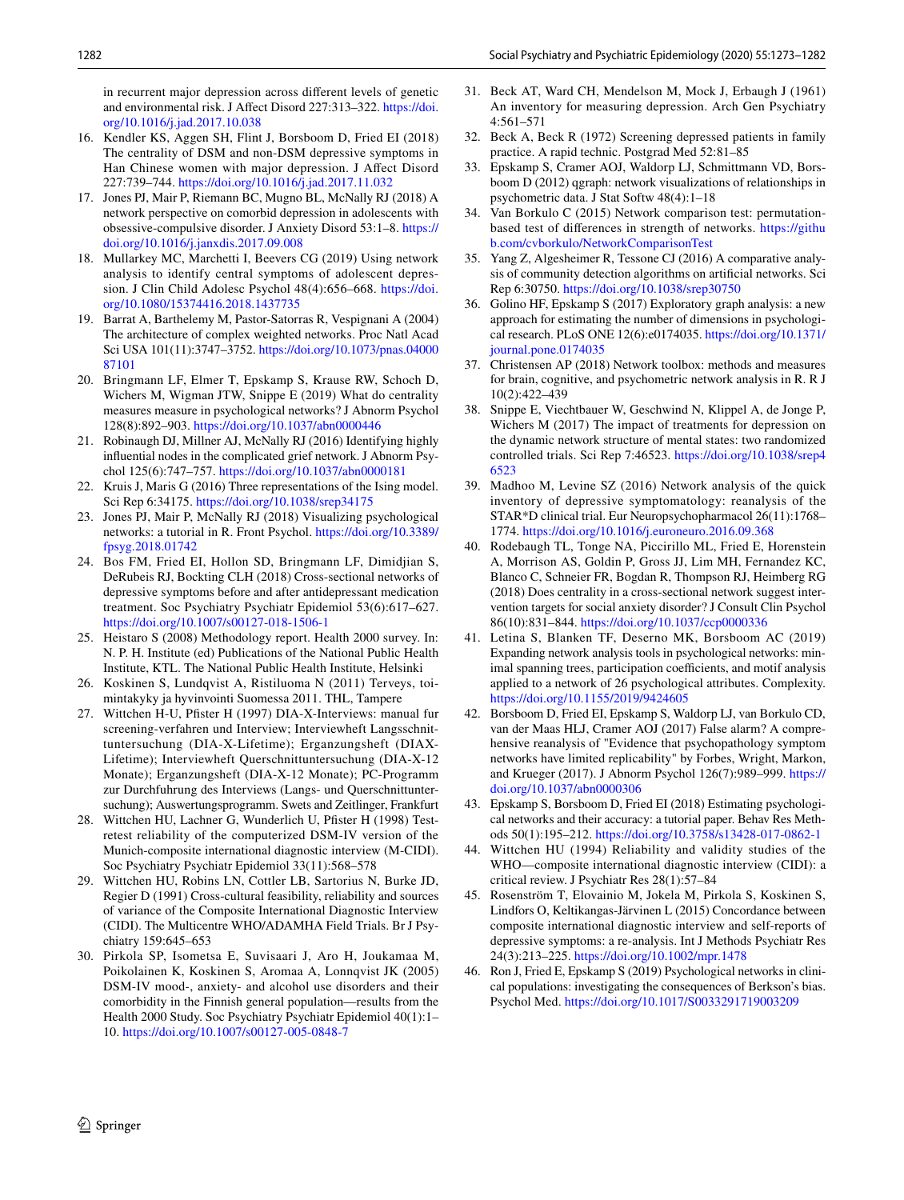in recurrent major depression across different levels of genetic and environmental risk. J Affect Disord 227:313–322. https://doi.org/10.1016/j.jad.2017.10.038

16. Kendler KS, Aggen SH, Flint J, Borsboom D, Fried EI (2018) The centrality of DSM and non-DSM depressive symptoms in Han Chinese women with major depression. J Affect Disord 227:739–744. https://doi.org/10.1016/j.jad.2017.11.032
17. Jones PJ, Mair P, Riemann BC, Mugno BL, McNally RJ (2018) A network perspective on comorbid depression in adolescents with obsessive-compulsive disorder. J Anxiety Disord 53:1–8. https://doi.org/10.1016/j.janxdis.2017.09.008
18. Mullarkey MC, Marchetti I, Beevers CG (2019) Using network analysis to identify central symptoms of adolescent depression. J Clin Child Adolesc Psychol 48(4):656–668. https://doi.org/10.1080/15374416.2018.1437735
19. Barrat A, Barthelemy M, Pastor-Satorras R, Vespignani A (2004) The architecture of complex weighted networks. Proc Natl Acad Sci USA 101(11):3747–3752. https://doi.org/10.1073/pnas.0400087101
20. Bringmann LF, Elmer T, Epskamp S, Krause RW, Schoch D, Wichers M, Wigman JTW, Snippe E (2019) What do centrality measures measure in psychological networks? J Abnorm Psychol 128(8):892–903. https://doi.org/10.1037/abn0000446
21. Robinaugh DJ, Millner AJ, McNally RJ (2016) Identifying highly influential nodes in the complicated grief network. J Abnorm Psychol 125(6):747–757. https://doi.org/10.1037/abn0000181
22. Kruis J, Maris G (2016) Three representations of the Ising model. Sci Rep 6:34175. https://doi.org/10.1038/srep34175
23. Jones PJ, Mair P, McNally RJ (2018) Visualizing psychological networks: a tutorial in R. Front Psychol. https://doi.org/10.3389/fpsyg.2018.01742
24. Bos FM, Fried EI, Hollon SD, Bringmann LF, Dimidjian S, DeRubeis RJ, Bockting CLH (2018) Cross-sectional networks of depressive symptoms before and after antidepressant medication treatment. Soc Psychiatry Psychiatr Epidemiol 53(6):617–627. https://doi.org/10.1007/s00127-018-1506-1
25. Heistaro S (2008) Methodology report. Health 2000 survey. In: N. P. H. Institute (ed) Publications of the National Public Health Institute, KTL. The National Public Health Institute, Helsinki
26. Koskinen S, Lundqvist A, Ristiluoma N (2011) Terveys, toimintakyky ja hyvinvointi Suomessa 2011. THL, Tampere
27. Wittchen H-U, Pfister H (1997) DIA-X-Interviews: manual fur screening-verfahren und Interview; Interviewheft Langsschnittuntersuchung (DIA-X-Lifetime); Erganzungsheft (DIAX-Lifetime); Interviewheft Querschnittuntersuchung (DIA-X-12 Monate); Erganzungsheft (DIA-X-12 Monate); PC-Programm zur Durchfuhrung des Interviews (Langs- und Querschnittuntersuchung); Auswertungsprogramm. Swets and Zeitlinger, Frankfurt
28. Wittchen HU, Lachner G, Wunderlich U, Pfister H (1998) Test-retest reliability of the computerized DSM-IV version of the Munich-composite international diagnostic interview (M-CIDI). Soc Psychiatry Psychiatr Epidemiol 33(11):568–578
29. Wittchen HU, Robins LN, Cottler LB, Sartorius N, Burke JD, Regier D (1991) Cross-cultural feasibility, reliability and sources of variance of the Composite International Diagnostic Interview (CIDI). The Multicentre WHO/ADAMHA Field Trials. Br J Psychiatry 159:645–653
30. Pirkola SP, Isometsa E, Suvisaari J, Aro H, Joukamaa M, Poikolainen K, Koskinen S, Aromaa A, Lonnqvist JK (2005) DSM-IV mood-, anxiety- and alcohol use disorders and their comorbidity in the Finnish general population—results from the Health 2000 Study. Soc Psychiatry Psychiatr Epidemiol 40(1):1–10. https://doi.org/10.1007/s00127-005-0848-7
31. Beck AT, Ward CH, Mendelson M, Mock J, Erbaugh J (1961) An inventory for measuring depression. Arch Gen Psychiatry 4:561–571
32. Beck A, Beck R (1972) Screening depressed patients in family practice. A rapid technic. Postgrad Med 52:81–85
33. Epskamp S, Cramer AOJ, Waldorp LJ, Schmittmann VD, Borsboom D (2012) qgraph: network visualizations of relationships in psychometric data. J Stat Softw 48(4):1–18
34. Van Borkulo C (2015) Network comparison test: permutation-based test of differences in strength of networks. https://github.com/cvborkulo/NetworkComparisonTest
35. Yang Z, Algesheimer R, Tessone CJ (2016) A comparative analysis of community detection algorithms on artificial networks. Sci Rep 6:30750. https://doi.org/10.1038/srep30750
36. Golino HF, Epskamp S (2017) Exploratory graph analysis: a new approach for estimating the number of dimensions in psychological research. PLoS ONE 12(6):e0174035. https://doi.org/10.1371/journal.pone.0174035
37. Christensen AP (2018) Network toolbox: methods and measures for brain, cognitive, and psychometric network analysis in R. R J 10(2):422–439
38. Snippe E, Viechtbauer W, Geschwind N, Klippel A, de Jonge P, Wichers M (2017) The impact of treatments for depression on the dynamic network structure of mental states: two randomized controlled trials. Sci Rep 7:46523. https://doi.org/10.1038/srep46523
39. Madhoo M, Levine SZ (2016) Network analysis of the quick inventory of depressive symptomatology: reanalysis of the STAR*D clinical trial. Eur Neuropsychopharmacol 26(11):1768–1774. https://doi.org/10.1016/j.euroneuro.2016.09.368
40. Rodebaugh TL, Tonge NA, Piccirillo ML, Fried E, Horenstein A, Morrison AS, Goldin P, Gross JJ, Lim MH, Fernandez KC, Blanco C, Schneier FR, Bogdan R, Thompson RJ, Heimberg RG (2018) Does centrality in a cross-sectional network suggest intervention targets for social anxiety disorder? J Consult Clin Psychol 86(10):831–844. https://doi.org/10.1037/ccp0000336
41. Letina S, Blanken TF, Deserno MK, Borsboom AC (2019) Expanding network analysis tools in psychological networks: minimal spanning trees, participation coefficients, and motif analysis applied to a network of 26 psychological attributes. Complexity. https://doi.org/10.1155/2019/9424605
42. Borsboom D, Fried EI, Epskamp S, Waldorp LJ, van Borkulo CD, van der Maas HLJ, Cramer AOJ (2017) False alarm? A comprehensive reanalysis of "Evidence that psychopathology symptom networks have limited replicability" by Forbes, Wright, Markon, and Krueger (2017). J Abnorm Psychol 126(7):989–999. https://doi.org/10.1037/abn0000306
43. Epskamp S, Borsboom D, Fried EI (2018) Estimating psychological networks and their accuracy: a tutorial paper. Behav Res Methods 50(1):195–212. https://doi.org/10.3758/s13428-017-0862-1
44. Wittchen HU (1994) Reliability and validity studies of the WHO—composite international diagnostic interview (CIDI): a critical review. J Psychiatr Res 28(1):57–84
45. Rosenström T, Elovainio M, Jokela M, Pirkola S, Koskinen S, Lindfors O, Keltikangas-Järvinen L (2015) Concordance between composite international diagnostic interview and self-reports of depressive symptoms: a re-analysis. Int J Methods Psychiatr Res 24(3):213–225. https://doi.org/10.1002/mpr.1478
46. Ron J, Fried E, Epskamp S (2019) Psychological networks in clinical populations: investigating the consequences of Berkson's bias. Psychol Med. https://doi.org/10.1017/S0033291719003209